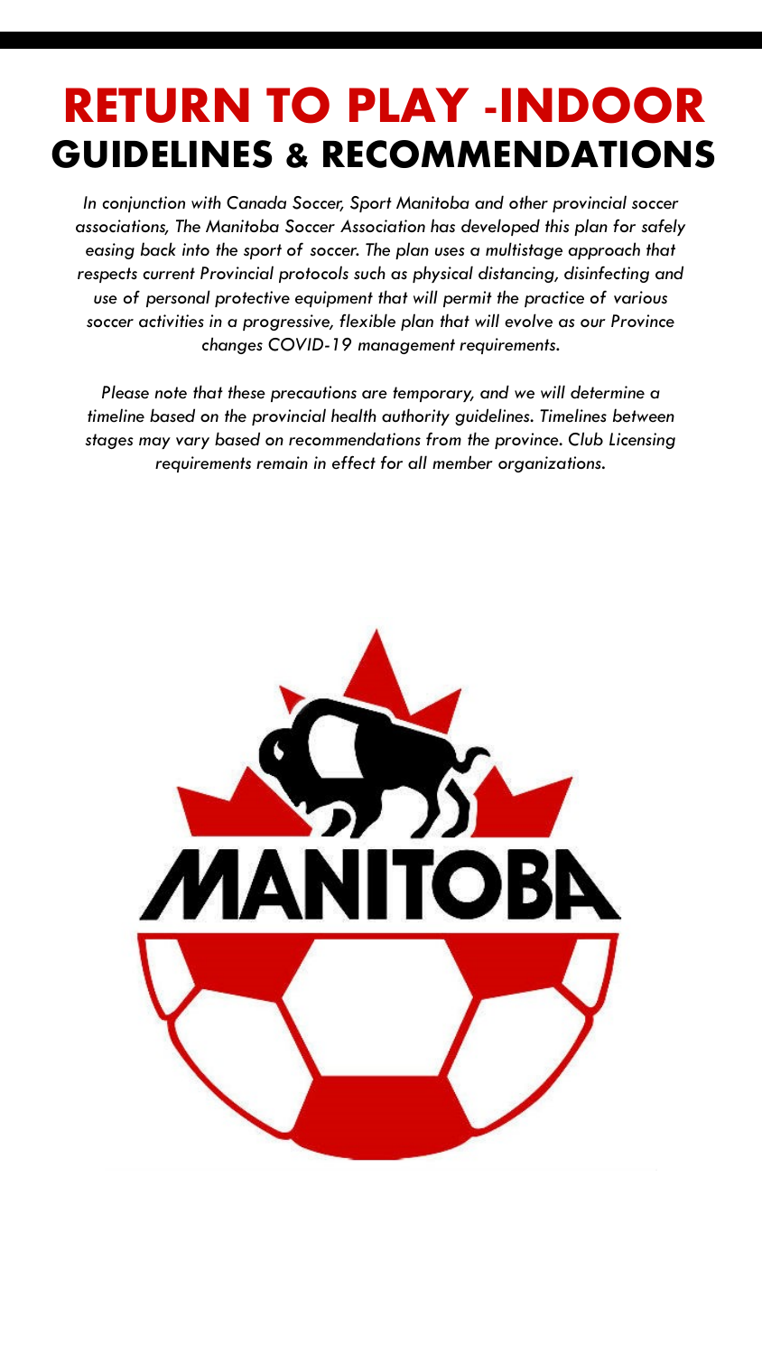# RETURN TO PLAY -INDOOR
## GUIDELINES & RECOMMENDATIONS

*In conjunction with Canada Soccer, Sport Manitoba and other provincial soccer associations, The Manitoba Soccer Association has developed this plan for safely easing back into the sport of soccer. The plan uses a multistage approach that respects current Provincial protocols such as physical distancing, disinfecting and use of personal protective equipment that will permit the practice of various soccer activities in a progressive, flexible plan that will evolve as our Province changes COVID-19 management requirements.*

*Please note that these precautions are temporary, and we will determine a timeline based on the provincial health authority guidelines. Timelines between stages may vary based on recommendations from the province. Club Licensing requirements remain in effect for all member organizations.*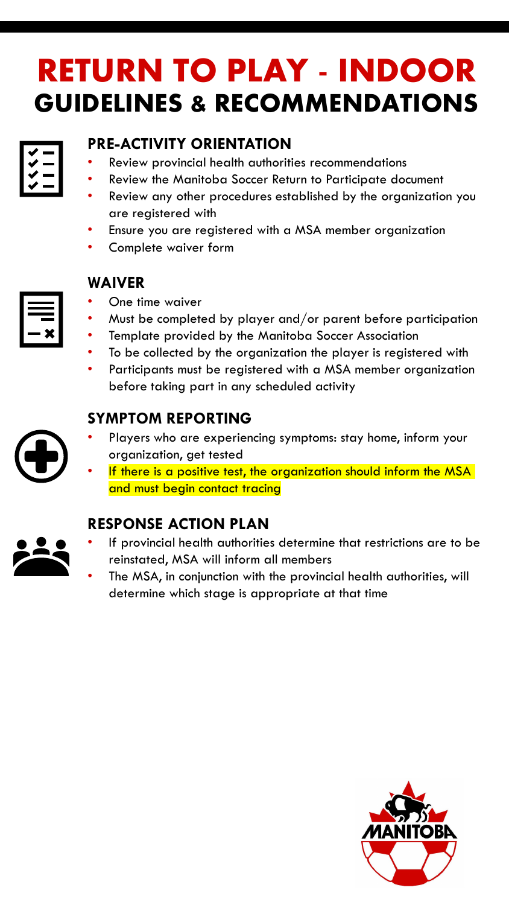# RETURN TO PLAY - INDOOR

## GUIDELINES & RECOMMENDATIONS

### PRE-ACTIVITY ORIENTATION

- Review provincial health authorities recommendations
- Review the Manitoba Soccer Return to Participate document
- Review any other procedures established by the organization you are registered with
- Ensure you are registered with a MSA member organization
- Complete waiver form

### WAIVER

- One time waiver
- Must be completed by player and/or parent before participation
- Template provided by the Manitoba Soccer Association
- To be collected by the organization the player is registered with
- Participants must be registered with a MSA member organization before taking part in any scheduled activity

### SYMPTOM REPORTING

- Players who are experiencing symptoms: stay home, inform your organization, get tested
- If there is a positive test, the organization should inform the MSA and must begin contact tracing

### RESPONSE ACTION PLAN

- If provincial health authorities determine that restrictions are to be reinstated, MSA will inform all members
- The MSA, in conjunction with the provincial health authorities, will determine which stage is appropriate at that time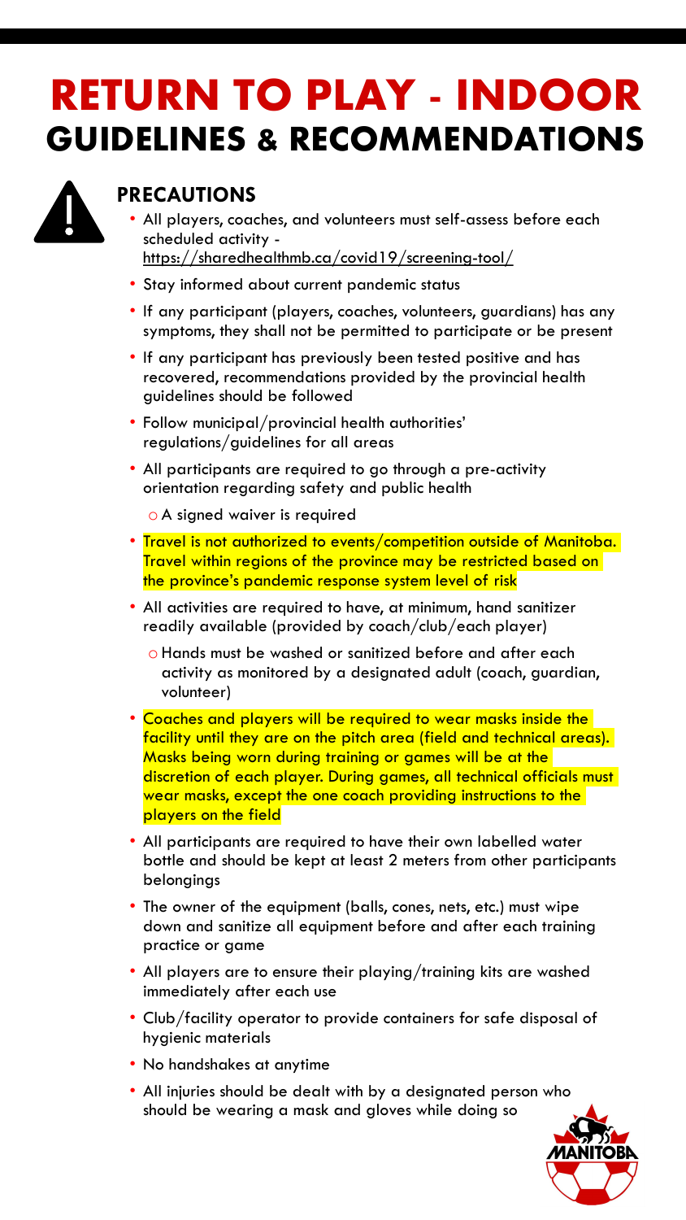# RETURN TO PLAY - INDOOR

## GUIDELINES & RECOMMENDATIONS

### PRECAUTIONS

- All players, coaches, and volunteers must self-assess before each scheduled activity - https://sharedhealthmb.ca/covid19/screening-tool/
- Stay informed about current pandemic status
- If any participant (players, coaches, volunteers, guardians) has any symptoms, they shall not be permitted to participate or be present
- If any participant has previously been tested positive and has recovered, recommendations provided by the provincial health guidelines should be followed
- Follow municipal/provincial health authorities' regulations/guidelines for all areas
- All participants are required to go through a pre-activity orientation regarding safety and public health
  - A signed waiver is required
- Travel is not authorized to events/competition outside of Manitoba. Travel within regions of the province may be restricted based on the province's pandemic response system level of risk
- All activities are required to have, at minimum, hand sanitizer readily available (provided by coach/club/each player)
  - Hands must be washed or sanitized before and after each activity as monitored by a designated adult (coach, guardian, volunteer)
- Coaches and players will be required to wear masks inside the facility until they are on the pitch area (field and technical areas). Masks being worn during training or games will be at the discretion of each player. During games, all technical officials must wear masks, except the one coach providing instructions to the players on the field
- All participants are required to have their own labelled water bottle and should be kept at least 2 meters from other participants belongings
- The owner of the equipment (balls, cones, nets, etc.) must wipe down and sanitize all equipment before and after each training practice or game
- All players are to ensure their playing/training kits are washed immediately after each use
- Club/facility operator to provide containers for safe disposal of hygienic materials
- No handshakes at anytime
- All injuries should be dealt with by a designated person who should be wearing a mask and gloves while doing so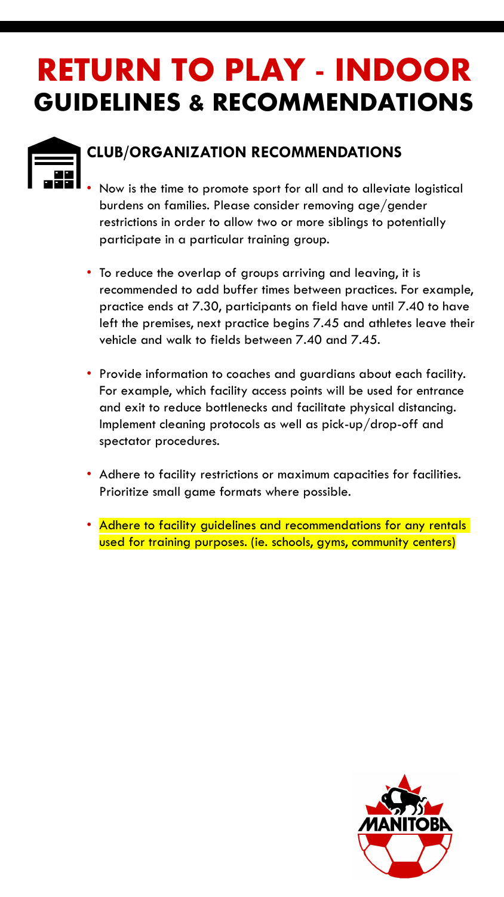# RETURN TO PLAY - INDOOR
## GUIDELINES & RECOMMENDATIONS

### CLUB/ORGANIZATION RECOMMENDATIONS

- Now is the time to promote sport for all and to alleviate logistical burdens on families. Please consider removing age/gender restrictions in order to allow two or more siblings to potentially participate in a particular training group.

- To reduce the overlap of groups arriving and leaving, it is recommended to add buffer times between practices. For example, practice ends at 7.30, participants on field have until 7.40 to have left the premises, next practice begins 7.45 and athletes leave their vehicle and walk to fields between 7.40 and 7.45.

- Provide information to coaches and guardians about each facility. For example, which facility access points will be used for entrance and exit to reduce bottlenecks and facilitate physical distancing. Implement cleaning protocols as well as pick-up/drop-off and spectator procedures.

- Adhere to facility restrictions or maximum capacities for facilities. Prioritize small game formats where possible.

- Adhere to facility guidelines and recommendations for any rentals used for training purposes. (ie. schools, gyms, community centers)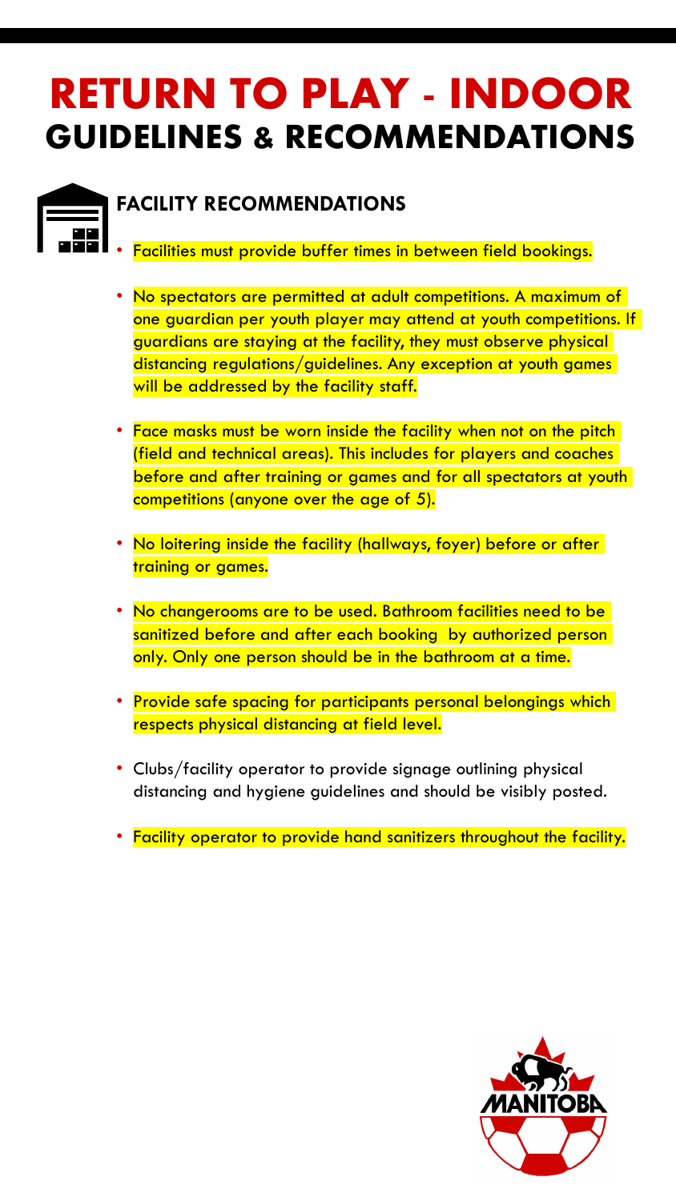# RETURN TO PLAY - INDOOR
## GUIDELINES & RECOMMENDATIONS

### FACILITY RECOMMENDATIONS

- Facilities must provide buffer times in between field bookings.
- No spectators are permitted at adult competitions. A maximum of one guardian per youth player may attend at youth competitions. If guardians are staying at the facility, they must observe physical distancing regulations/guidelines. Any exception at youth games will be addressed by the facility staff.
- Face masks must be worn inside the facility when not on the pitch (field and technical areas). This includes for players and coaches before and after training or games and for all spectators at youth competitions (anyone over the age of 5).
- No loitering inside the facility (hallways, foyer) before or after training or games.
- No changerooms are to be used. Bathroom facilities need to be sanitized before and after each booking by authorized person only. Only one person should be in the bathroom at a time.
- Provide safe spacing for participants personal belongings which respects physical distancing at field level.
- Clubs/facility operator to provide signage outlining physical distancing and hygiene guidelines and should be visibly posted.
- Facility operator to provide hand sanitizers throughout the facility.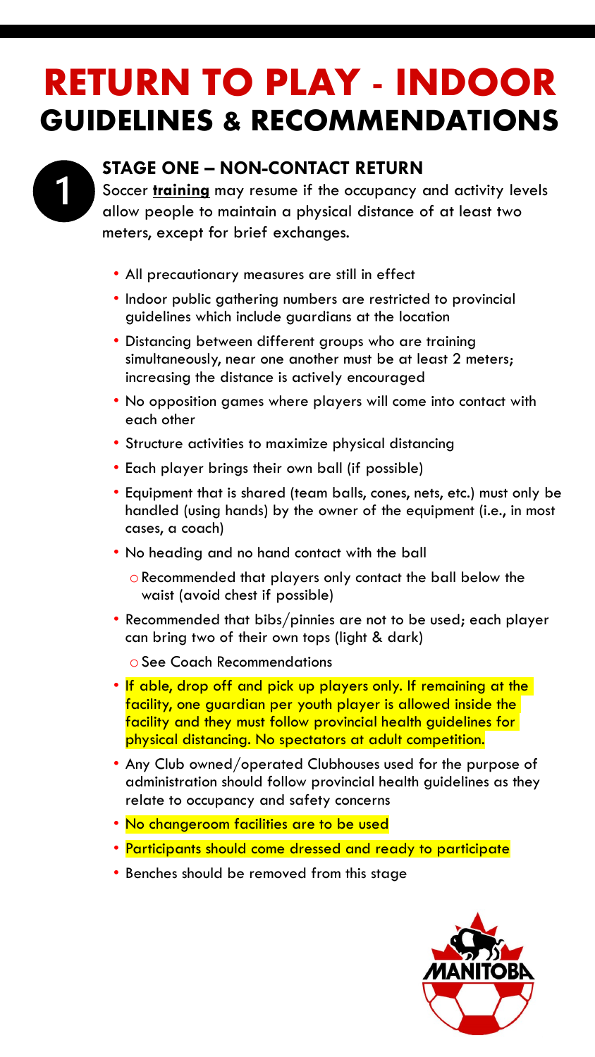# RETURN TO PLAY - INDOOR
## GUIDELINES & RECOMMENDATIONS

### 1 STAGE ONE – NON-CONTACT RETURN

Soccer **training** may resume if the occupancy and activity levels allow people to maintain a physical distance of at least two meters, except for brief exchanges.

- All precautionary measures are still in effect
- Indoor public gathering numbers are restricted to provincial guidelines which include guardians at the location
- Distancing between different groups who are training simultaneously, near one another must be at least 2 meters; increasing the distance is actively encouraged
- No opposition games where players will come into contact with each other
- Structure activities to maximize physical distancing
- Each player brings their own ball (if possible)
- Equipment that is shared (team balls, cones, nets, etc.) must only be handled (using hands) by the owner of the equipment (i.e., in most cases, a coach)
- No heading and no hand contact with the ball
  - Recommended that players only contact the ball below the waist (avoid chest if possible)
- Recommended that bibs/pinnies are not to be used; each player can bring two of their own tops (light & dark)
  - See Coach Recommendations
- If able, drop off and pick up players only. If remaining at the facility, one guardian per youth player is allowed inside the facility and they must follow provincial health guidelines for physical distancing. No spectators at adult competition.
- Any Club owned/operated Clubhouses used for the purpose of administration should follow provincial health guidelines as they relate to occupancy and safety concerns
- No changeroom facilities are to be used
- Participants should come dressed and ready to participate
- Benches should be removed from this stage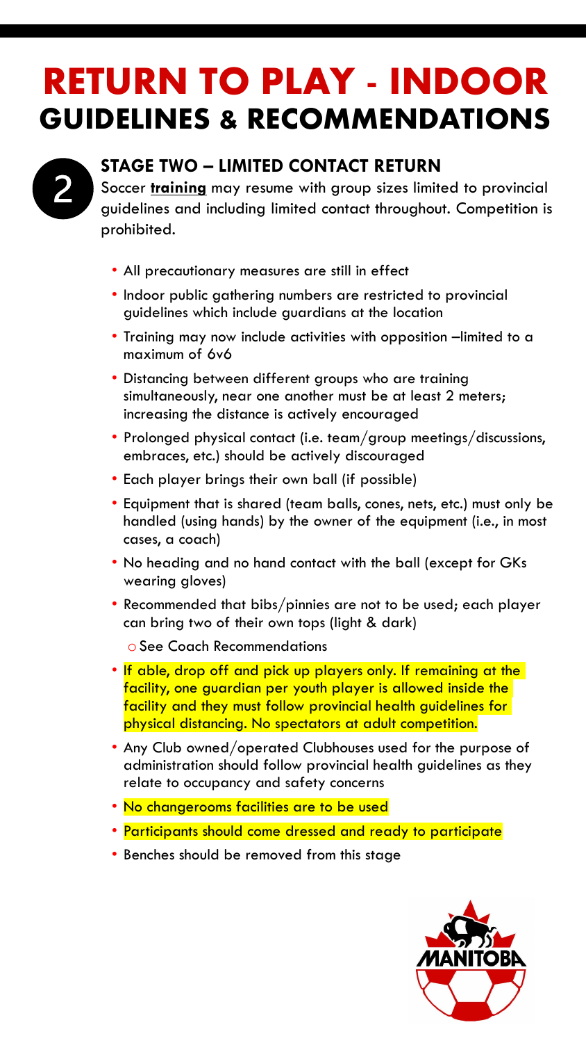# RETURN TO PLAY - INDOOR
## GUIDELINES & RECOMMENDATIONS

### 2 STAGE TWO – LIMITED CONTACT RETURN

Soccer **training** may resume with group sizes limited to provincial guidelines and including limited contact throughout. Competition is prohibited.

- All precautionary measures are still in effect
- Indoor public gathering numbers are restricted to provincial guidelines which include guardians at the location
- Training may now include activities with opposition –limited to a maximum of 6v6
- Distancing between different groups who are training simultaneously, near one another must be at least 2 meters; increasing the distance is actively encouraged
- Prolonged physical contact (i.e. team/group meetings/discussions, embraces, etc.) should be actively discouraged
- Each player brings their own ball (if possible)
- Equipment that is shared (team balls, cones, nets, etc.) must only be handled (using hands) by the owner of the equipment (i.e., in most cases, a coach)
- No heading and no hand contact with the ball (except for GKs wearing gloves)
- Recommended that bibs/pinnies are not to be used; each player can bring two of their own tops (light & dark)
  - See Coach Recommendations
- If able, drop off and pick up players only. If remaining at the facility, one guardian per youth player is allowed inside the facility and they must follow provincial health guidelines for physical distancing. No spectators at adult competition.
- Any Club owned/operated Clubhouses used for the purpose of administration should follow provincial health guidelines as they relate to occupancy and safety concerns
- No changerooms facilities are to be used
- Participants should come dressed and ready to participate
- Benches should be removed from this stage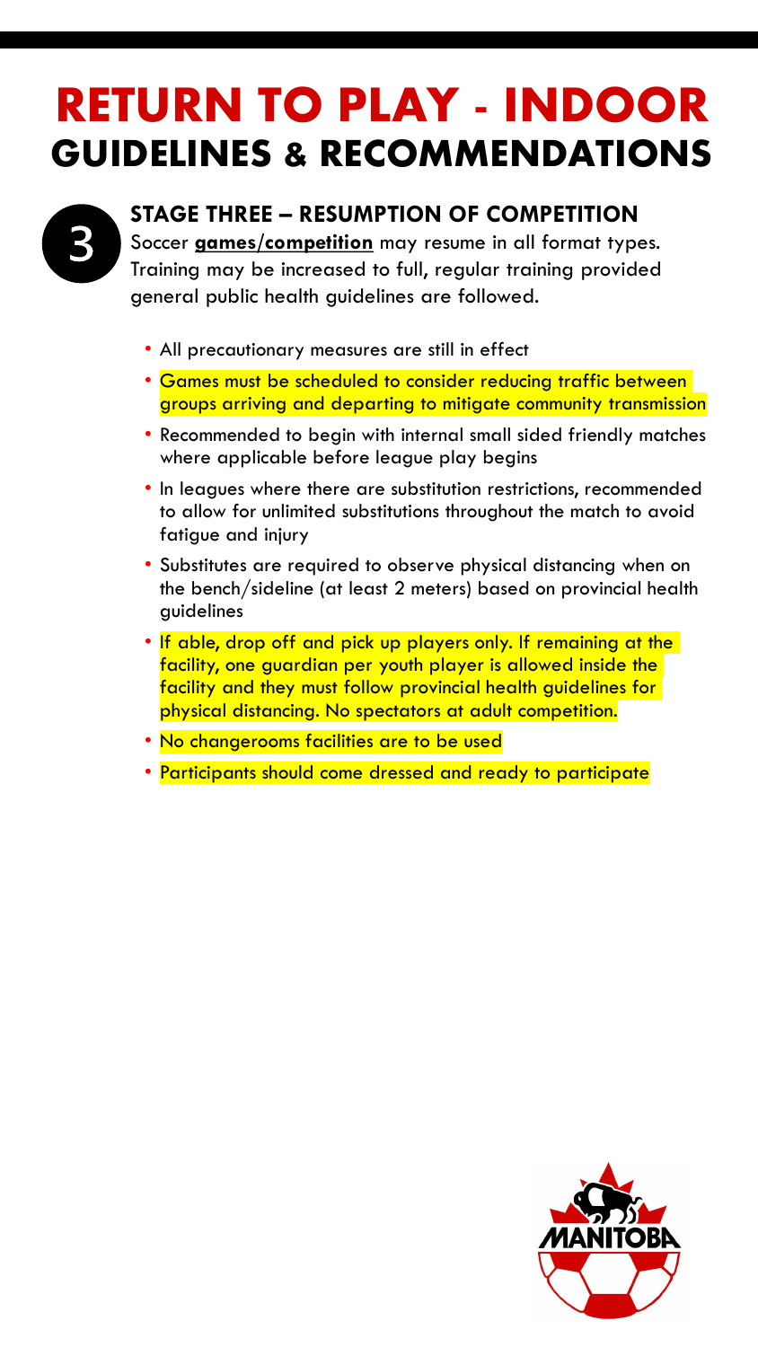# RETURN TO PLAY - INDOOR
## GUIDELINES & RECOMMENDATIONS

### 3 STAGE THREE – RESUMPTION OF COMPETITION

Soccer **games/competition** may resume in all format types. Training may be increased to full, regular training provided general public health guidelines are followed.

- All precautionary measures are still in effect
- Games must be scheduled to consider reducing traffic between groups arriving and departing to mitigate community transmission
- Recommended to begin with internal small sided friendly matches where applicable before league play begins
- In leagues where there are substitution restrictions, recommended to allow for unlimited substitutions throughout the match to avoid fatigue and injury
- Substitutes are required to observe physical distancing when on the bench/sideline (at least 2 meters) based on provincial health guidelines
- If able, drop off and pick up players only. If remaining at the facility, one guardian per youth player is allowed inside the facility and they must follow provincial health guidelines for physical distancing. No spectators at adult competition.
- No changerooms facilities are to be used
- Participants should come dressed and ready to participate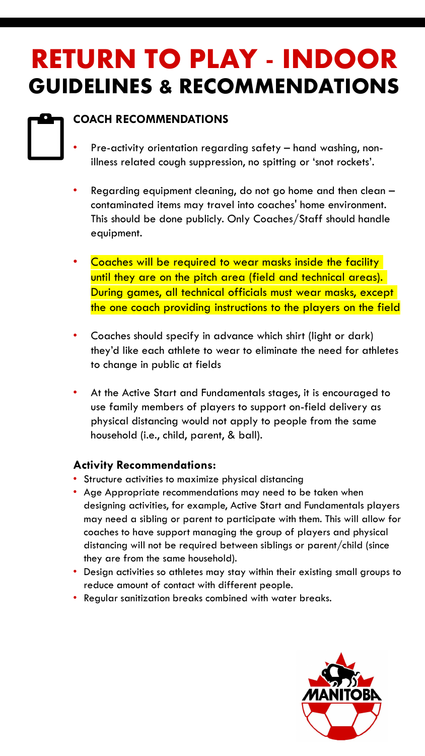# RETURN TO PLAY - INDOOR
## GUIDELINES & RECOMMENDATIONS

### COACH RECOMMENDATIONS

- Pre-activity orientation regarding safety – hand washing, non-illness related cough suppression, no spitting or 'snot rockets'.
- Regarding equipment cleaning, do not go home and then clean – contaminated items may travel into coaches' home environment. This should be done publicly. Only Coaches/Staff should handle equipment.
- Coaches will be required to wear masks inside the facility until they are on the pitch area (field and technical areas). During games, all technical officials must wear masks, except the one coach providing instructions to the players on the field
- Coaches should specify in advance which shirt (light or dark) they'd like each athlete to wear to eliminate the need for athletes to change in public at fields
- At the Active Start and Fundamentals stages, it is encouraged to use family members of players to support on-field delivery as physical distancing would not apply to people from the same household (i.e., child, parent, & ball).

**Activity Recommendations:**

- Structure activities to maximize physical distancing
- Age Appropriate recommendations may need to be taken when designing activities, for example, Active Start and Fundamentals players may need a sibling or parent to participate with them. This will allow for coaches to have support managing the group of players and physical distancing will not be required between siblings or parent/child (since they are from the same household).
- Design activities so athletes may stay within their existing small groups to reduce amount of contact with different people.
- Regular sanitization breaks combined with water breaks.

MANITOBA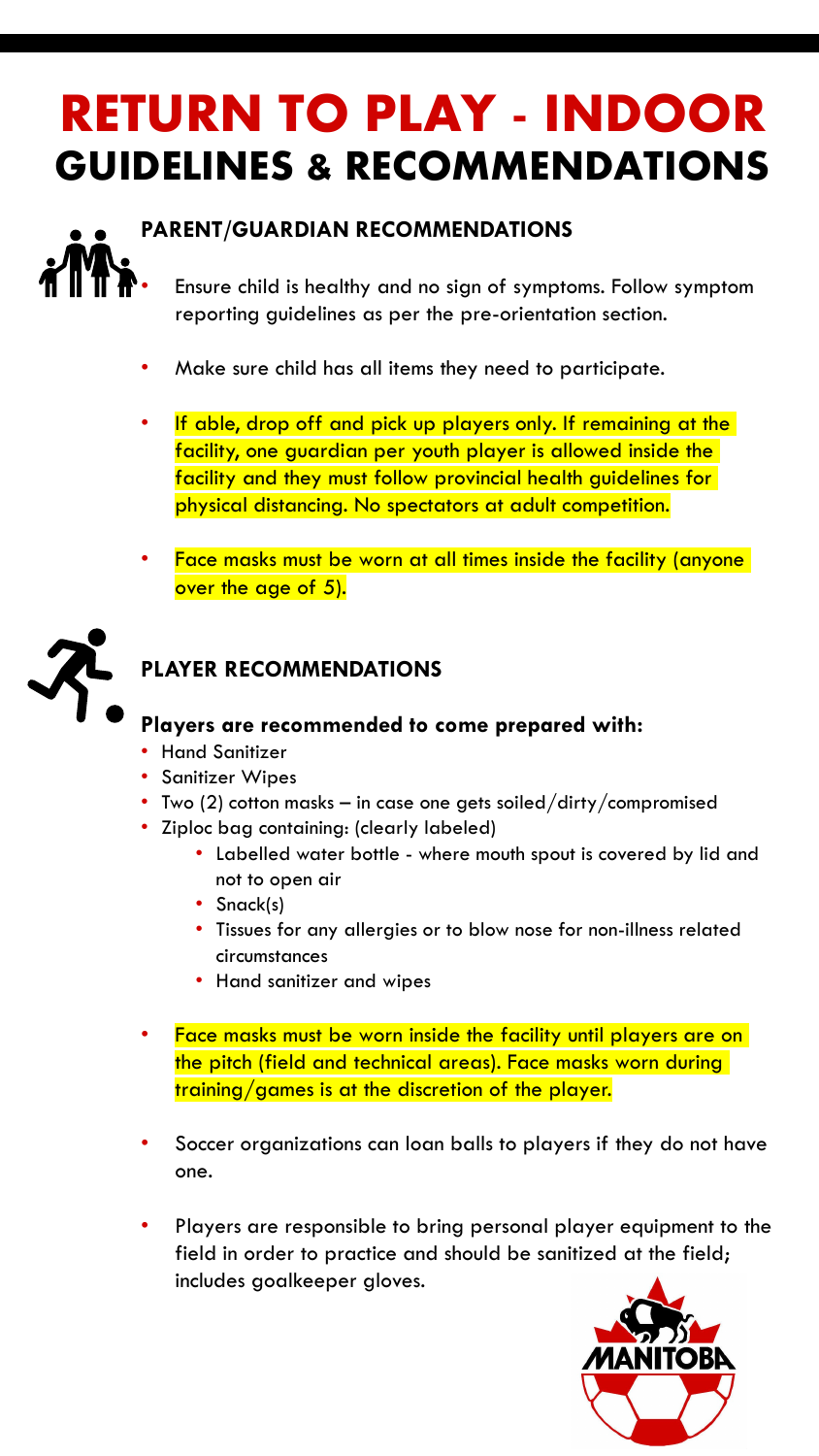# RETURN TO PLAY - INDOOR
## GUIDELINES & RECOMMENDATIONS

### PARENT/GUARDIAN RECOMMENDATIONS

- Ensure child is healthy and no sign of symptoms. Follow symptom reporting guidelines as per the pre-orientation section.
- Make sure child has all items they need to participate.
- If able, drop off and pick up players only. If remaining at the facility, one guardian per youth player is allowed inside the facility and they must follow provincial health guidelines for physical distancing. No spectators at adult competition.
- Face masks must be worn at all times inside the facility (anyone over the age of 5).

### PLAYER RECOMMENDATIONS

**Players are recommended to come prepared with:**

- Hand Sanitizer
- Sanitizer Wipes
- Two (2) cotton masks – in case one gets soiled/dirty/compromised
- Ziploc bag containing: (clearly labeled)
  - Labelled water bottle - where mouth spout is covered by lid and not to open air
  - Snack(s)
  - Tissues for any allergies or to blow nose for non-illness related circumstances
  - Hand sanitizer and wipes

- Face masks must be worn inside the facility until players are on the pitch (field and technical areas). Face masks worn during training/games is at the discretion of the player.
- Soccer organizations can loan balls to players if they do not have one.
- Players are responsible to bring personal player equipment to the field in order to practice and should be sanitized at the field; includes goalkeeper gloves.

MANITOBA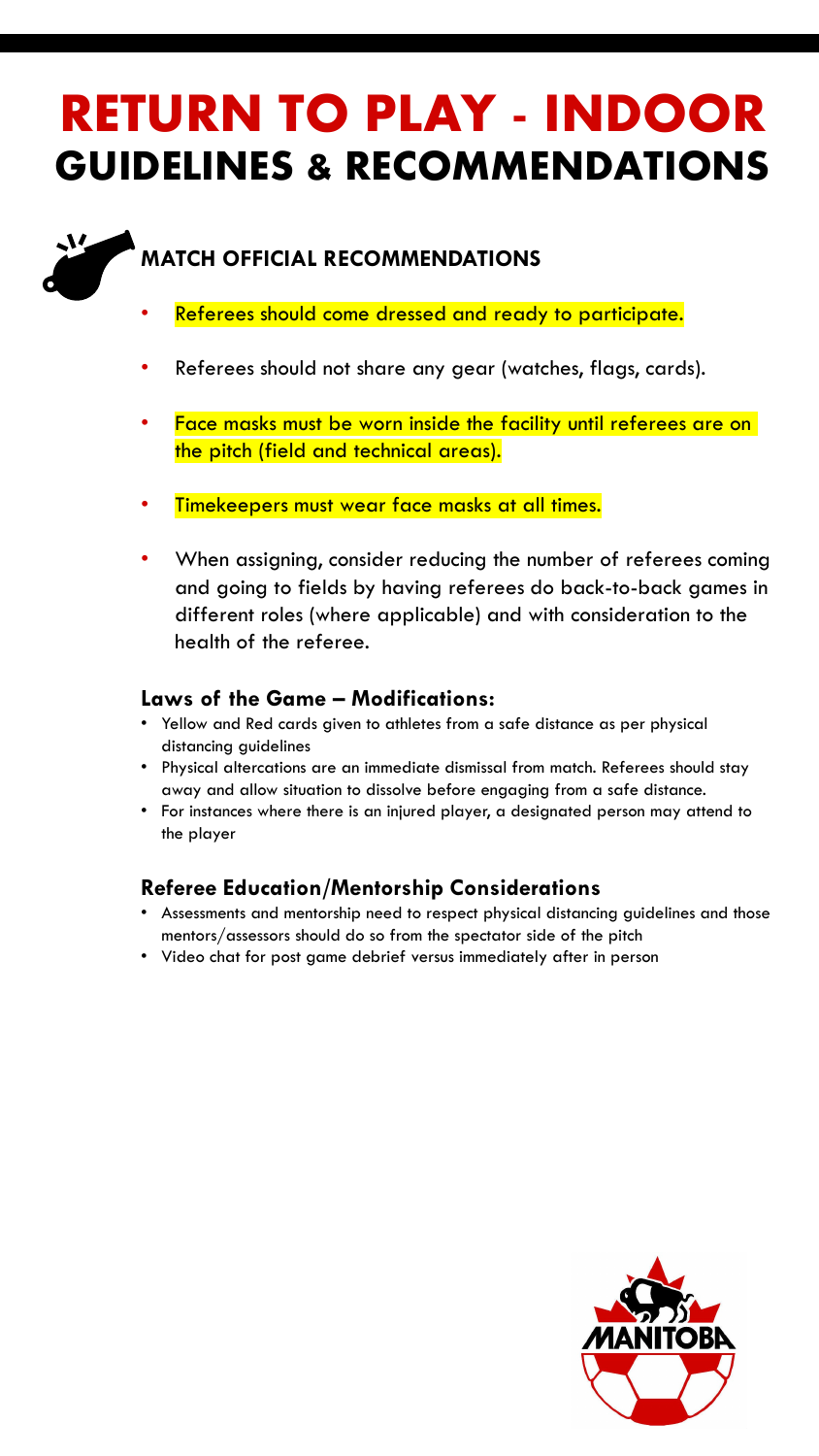# RETURN TO PLAY - INDOOR
## GUIDELINES & RECOMMENDATIONS

### MATCH OFFICIAL RECOMMENDATIONS

- Referees should come dressed and ready to participate.
- Referees should not share any gear (watches, flags, cards).
- Face masks must be worn inside the facility until referees are on the pitch (field and technical areas).
- Timekeepers must wear face masks at all times.
- When assigning, consider reducing the number of referees coming and going to fields by having referees do back-to-back games in different roles (where applicable) and with consideration to the health of the referee.

#### Laws of the Game – Modifications:

- Yellow and Red cards given to athletes from a safe distance as per physical distancing guidelines
- Physical altercations are an immediate dismissal from match. Referees should stay away and allow situation to dissolve before engaging from a safe distance.
- For instances where there is an injured player, a designated person may attend to the player

#### Referee Education/Mentorship Considerations

- Assessments and mentorship need to respect physical distancing guidelines and those mentors/assessors should do so from the spectator side of the pitch
- Video chat for post game debrief versus immediately after in person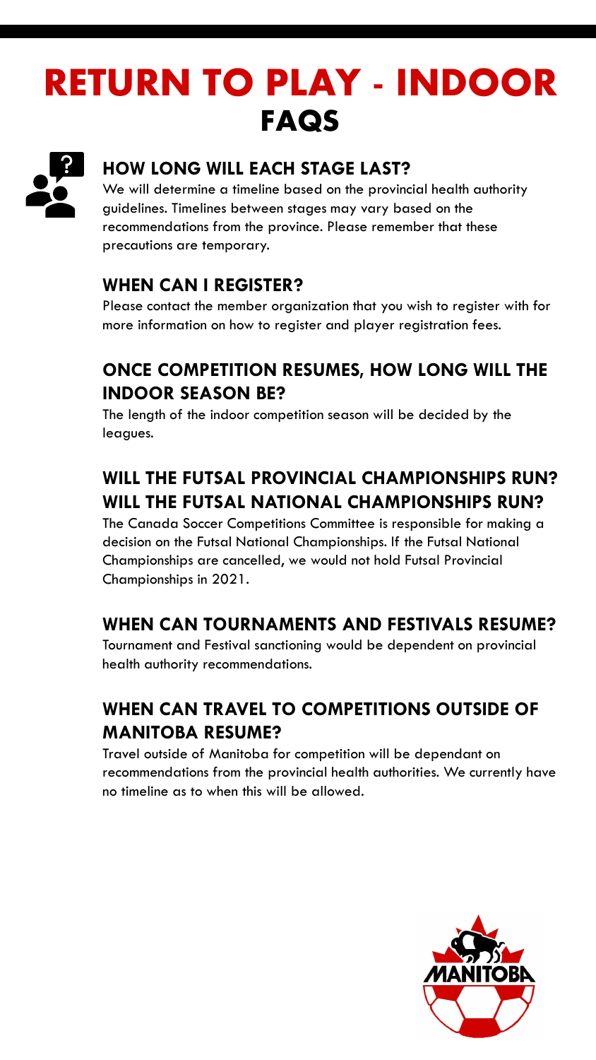# RETURN TO PLAY - INDOOR

## FAQS

### HOW LONG WILL EACH STAGE LAST?

We will determine a timeline based on the provincial health authority guidelines. Timelines between stages may vary based on the recommendations from the province. Please remember that these precautions are temporary.

### WHEN CAN I REGISTER?

Please contact the member organization that you wish to register with for more information on how to register and player registration fees.

### ONCE COMPETITION RESUMES, HOW LONG WILL THE INDOOR SEASON BE?

The length of the indoor competition season will be decided by the leagues.

### WILL THE FUTSAL PROVINCIAL CHAMPIONSHIPS RUN? WILL THE FUTSAL NATIONAL CHAMPIONSHIPS RUN?

The Canada Soccer Competitions Committee is responsible for making a decision on the Futsal National Championships. If the Futsal National Championships are cancelled, we would not hold Futsal Provincial Championships in 2021.

### WHEN CAN TOURNAMENTS AND FESTIVALS RESUME?

Tournament and Festival sanctioning would be dependent on provincial health authority recommendations.

### WHEN CAN TRAVEL TO COMPETITIONS OUTSIDE OF MANITOBA RESUME?

Travel outside of Manitoba for competition will be dependant on recommendations from the provincial health authorities. We currently have no timeline as to when this will be allowed.